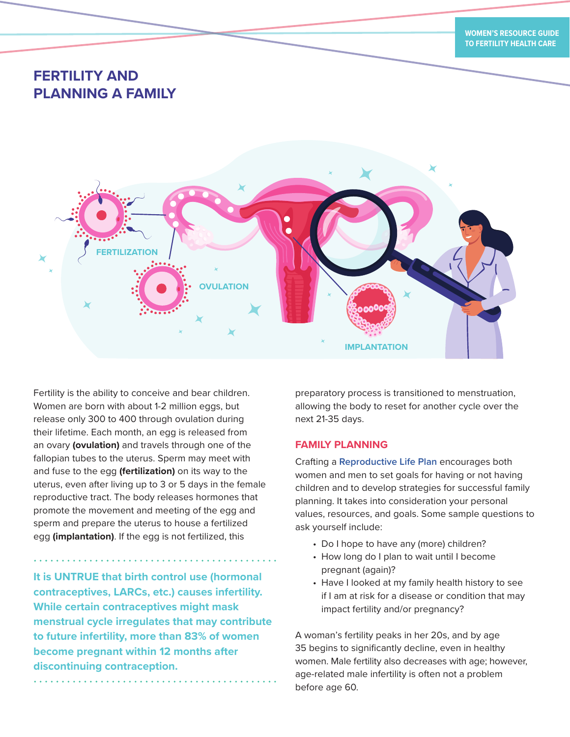# FERTILITY AND PLANNING A FAMILY

Fertility is the ability to conceive and bear children. Women are born with about 1-2 million eggs, but release only 300 to 400 through ovulation during their lifetime. Each month, an egg is released from an ovary **(ovulation)** and travels through one of the fallopian tubes to the uterus. Sperm may meet with and fuse to the egg **(fertilization)** on its way to the uterus, even after living up to 3 or 5 days in the female reproductive tract. The body releases hormones that promote the movement and meeting of the egg and sperm and prepare the uterus to house a fertilized egg **(implantation)**. If the egg is not fertilized, this preparatory process is transitioned to menstruation, allowing the body to reset for another cycle over the next 21-35 days.

**It is UNTRUE that birth control use (hormonal contraceptives, LARCs, etc.) causes infertility. While certain contraceptives might mask menstrual cycle irregulates that may contribute to future infertility, more than 83% of women become pregnant within 12 months after discontinuing contraception.**

## FAMILY PLANNING

Crafting a Reproductive Life Plan encourages both women and men to set goals for having or not having children and to develop strategies for successful family planning. It takes into consideration your personal values, resources, and goals. Some sample questions to ask yourself include:

- Do I hope to have any (more) children?
- How long do I plan to wait until I become pregnant (again)?
- Have I looked at my family health history to see if I am at risk for a disease or condition that may impact fertility and/or pregnancy?

A woman's fertility peaks in her 20s, and by age 35 begins to significantly decline, even in healthy women. Male fertility also decreases with age; however, age-related male infertility is often not a problem before age 60.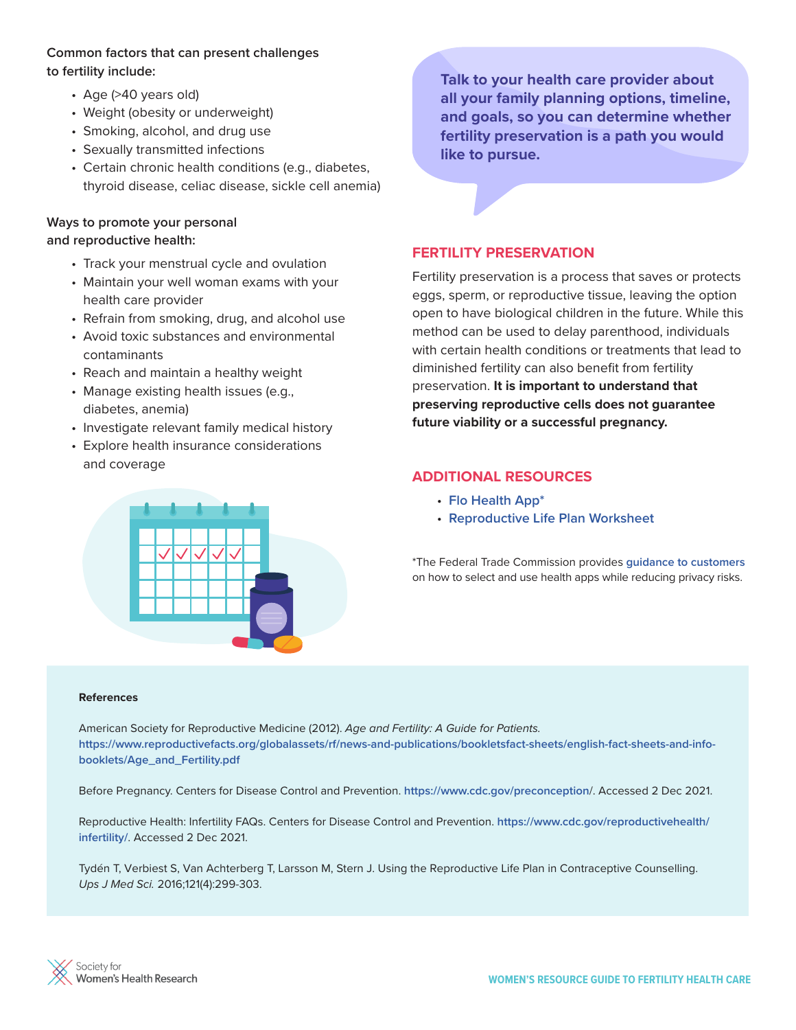**Common factors that can present challenges to fertility include:**

- Age (>40 years old)
- Weight (obesity or underweight)
- Smoking, alcohol, and drug use
- Sexually transmitted infections
- Certain chronic health conditions (e.g., diabetes, thyroid disease, celiac disease, sickle cell anemia)

**Ways to promote your personal and reproductive health:**

- Track your menstrual cycle and ovulation
- Maintain your well woman exams with your health care provider
- Refrain from smoking, drug, and alcohol use
- Avoid toxic substances and environmental contaminants
- Reach and maintain a healthy weight
- Manage existing health issues (e.g., diabetes, anemia)
- Investigate relevant family medical history
- Explore health insurance considerations and coverage

**Talk to your health care provider about all your family planning options, timeline, and goals, so you can determine whether fertility preservation is a path you would like to pursue.**

## FERTILITY PRESERVATION

Fertility preservation is a process that saves or protects eggs, sperm, or reproductive tissue, leaving the option open to have biological children in the future. While this method can be used to delay parenthood, individuals with certain health conditions or treatments that lead to diminished fertility can also benefit from fertility preservation. **It is important to understand that preserving reproductive cells does not guarantee future viability or a successful pregnancy.**

## ADDITIONAL RESOURCES

- Flo Health App*
- Reproductive Life Plan Worksheet

*The Federal Trade Commission provides guidance to customers on how to select and use health apps while reducing privacy risks.

**References**

American Society for Reproductive Medicine (2012). *Age and Fertility: A Guide for Patients.* https://www.reproductivefacts.org/globalassets/rf/news-and-publications/bookletsfact-sheets/english-fact-sheets-and-info-booklets/Age_and_Fertility.pdf

Before Pregnancy. Centers for Disease Control and Prevention. https://www.cdc.gov/preconception/. Accessed 2 Dec 2021.

Reproductive Health: Infertility FAQs. Centers for Disease Control and Prevention. https://www.cdc.gov/reproductivehealth/infertility/. Accessed 2 Dec 2021.

Tydén T, Verbiest S, Van Achterberg T, Larsson M, Stern J. Using the Reproductive Life Plan in Contraceptive Counselling. *Ups J Med Sci.* 2016;121(4):299-303.